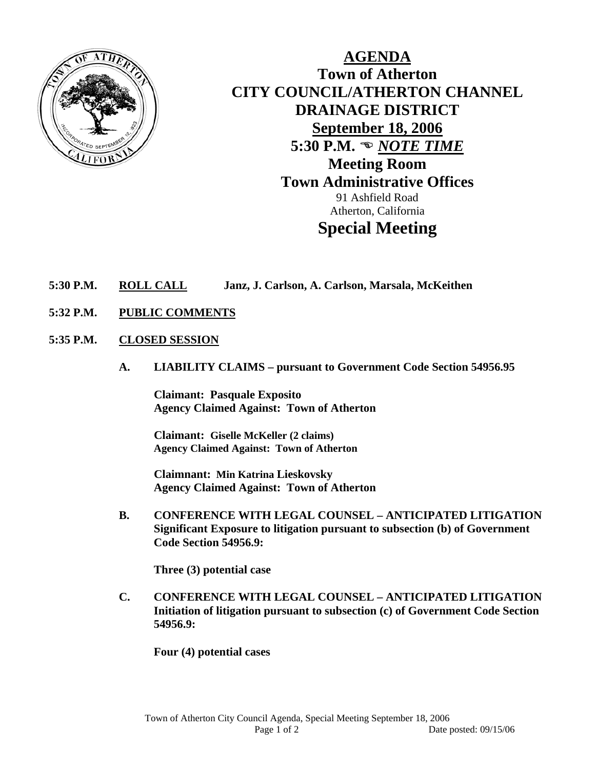# AGENDA

## Town of Atherton
## CITY COUNCIL/ATHERTON CHANNEL DRAINAGE DISTRICT
## September 18, 2006
## 5:30 P.M. ☜ *NOTE TIME*
## Meeting Room
## Town Administrative Offices

91 Ashfield Road
Atherton, California

## Special Meeting

**5:30 P.M.** **ROLL CALL** **Janz, J. Carlson, A. Carlson, Marsala, McKeithen**

**5:32 P.M.** **PUBLIC COMMENTS**

**5:35 P.M.** **CLOSED SESSION**

**A. LIABILITY CLAIMS – pursuant to Government Code Section 54956.95**

**Claimant: Pasquale Exposito**
**Agency Claimed Against: Town of Atherton**

**Claimant: Giselle McKeller (2 claims)**
**Agency Claimed Against: Town of Atherton**

**Claimnant: Min Katrina Lieskovsky**
**Agency Claimed Against: Town of Atherton**

**B. CONFERENCE WITH LEGAL COUNSEL – ANTICIPATED LITIGATION Significant Exposure to litigation pursuant to subsection (b) of Government Code Section 54956.9:**

**Three (3) potential case**

**C. CONFERENCE WITH LEGAL COUNSEL – ANTICIPATED LITIGATION Initiation of litigation pursuant to subsection (c) of Government Code Section 54956.9:**

**Four (4) potential cases**

Date posted: 09/15/06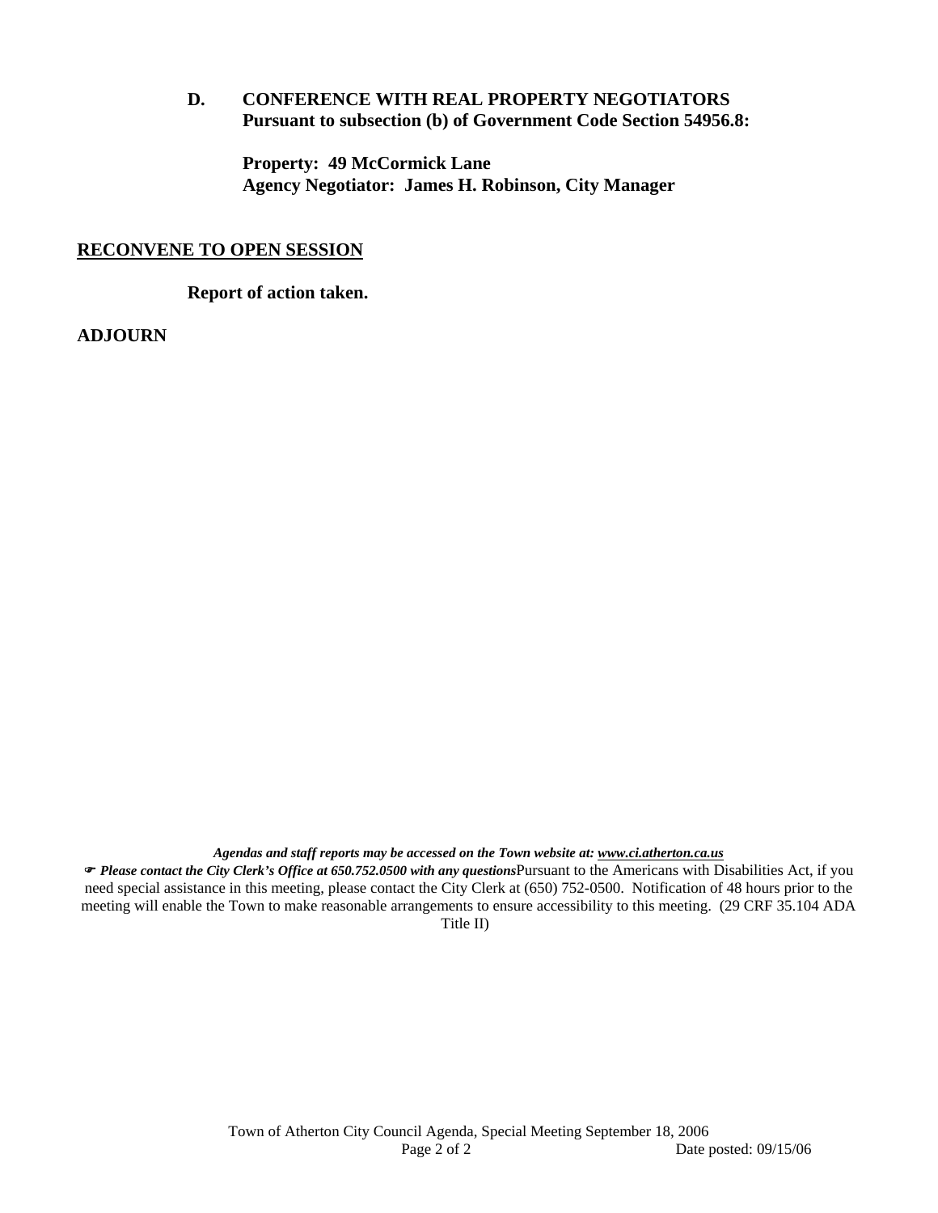**D. CONFERENCE WITH REAL PROPERTY NEGOTIATORS**
**Pursuant to subsection (b) of Government Code Section 54956.8:**

**Property: 49 McCormick Lane**
**Agency Negotiator: James H. Robinson, City Manager**

## RECONVENE TO OPEN SESSION

**Report of action taken.**

## ADJOURN

***Agendas and staff reports may be accessed on the Town website at: www.ci.atherton.ca.us***

☞ ***Please contact the City Clerk's Office at 650.752.0500 with any questions***Pursuant to the Americans with Disabilities Act, if you need special assistance in this meeting, please contact the City Clerk at (650) 752-0500. Notification of 48 hours prior to the meeting will enable the Town to make reasonable arrangements to ensure accessibility to this meeting. (29 CRF 35.104 ADA Title II)

Town of Atherton City Council Agenda, Special Meeting September 18, 2006
Date posted: 09/15/06